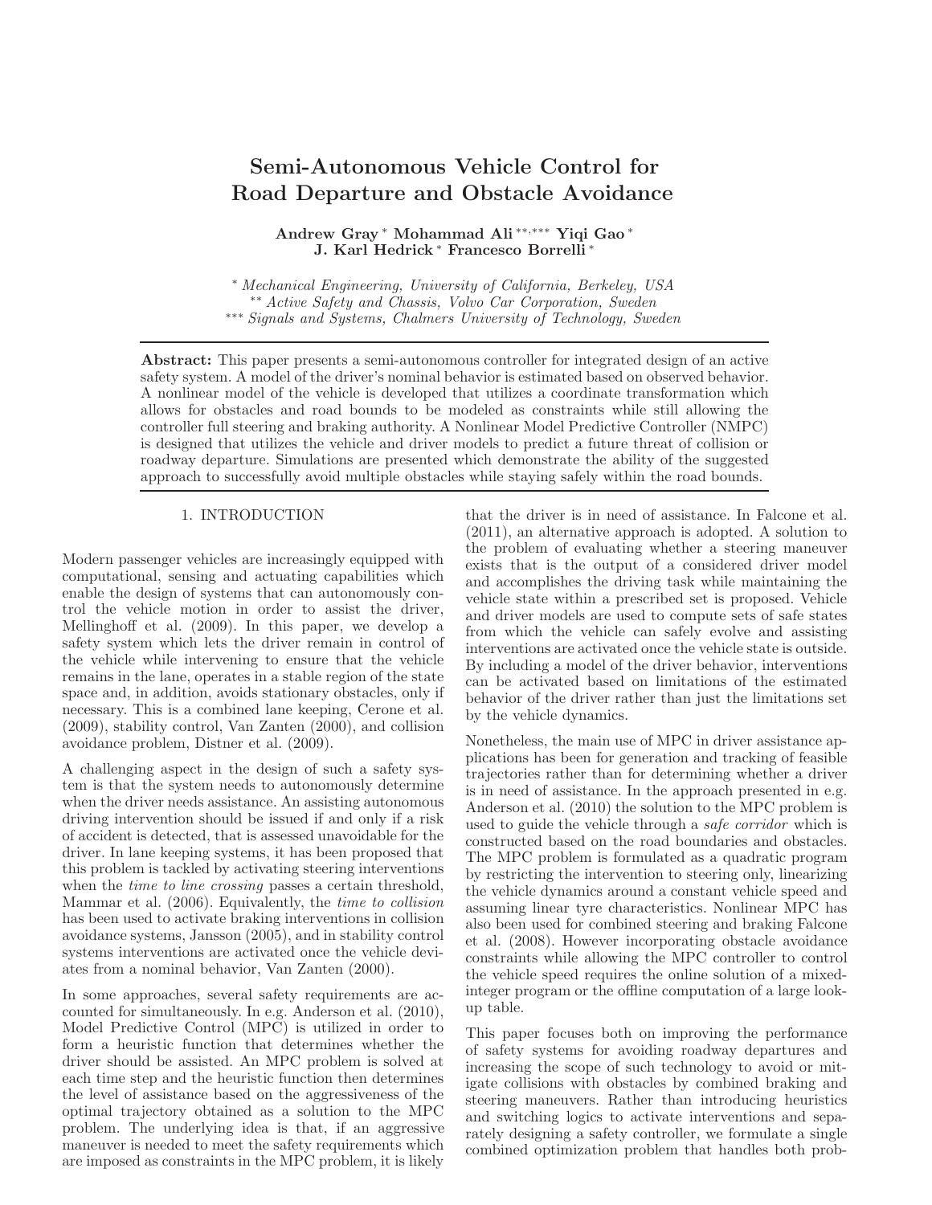# Semi-Autonomous Vehicle Control for Road Departure and Obstacle Avoidance

**Andrew Gray** [*] **Mohammad Ali** [**,***] **Yiqi Gao** [*] **J. Karl Hedrick** [*] **Francesco Borrelli** [*]

[*] *Mechanical Engineering, University of California, Berkeley, USA*
[**] *Active Safety and Chassis, Volvo Car Corporation, Sweden*
[***] *Signals and Systems, Chalmers University of Technology, Sweden*

**Abstract:** This paper presents a semi-autonomous controller for integrated design of an active safety system. A model of the driver's nominal behavior is estimated based on observed behavior. A nonlinear model of the vehicle is developed that utilizes a coordinate transformation which allows for obstacles and road bounds to be modeled as constraints while still allowing the controller full steering and braking authority. A Nonlinear Model Predictive Controller (NMPC) is designed that utilizes the vehicle and driver models to predict a future threat of collision or roadway departure. Simulations are presented which demonstrate the ability of the suggested approach to successfully avoid multiple obstacles while staying safely within the road bounds.

## 1. INTRODUCTION

Modern passenger vehicles are increasingly equipped with computational, sensing and actuating capabilities which enable the design of systems that can autonomously control the vehicle motion in order to assist the driver, Mellinghoff et al. (2009). In this paper, we develop a safety system which lets the driver remain in control of the vehicle while intervening to ensure that the vehicle remains in the lane, operates in a stable region of the state space and, in addition, avoids stationary obstacles, only if necessary. This is a combined lane keeping, Cerone et al. (2009), stability control, Van Zanten (2000), and collision avoidance problem, Distner et al. (2009).

A challenging aspect in the design of such a safety system is that the system needs to autonomously determine when the driver needs assistance. An assisting autonomous driving intervention should be issued if and only if a risk of accident is detected, that is assessed unavoidable for the driver. In lane keeping systems, it has been proposed that this problem is tackled by activating steering interventions when the *time to line crossing* passes a certain threshold, Mammar et al. (2006). Equivalently, the *time to collision* has been used to activate braking interventions in collision avoidance systems, Jansson (2005), and in stability control systems interventions are activated once the vehicle deviates from a nominal behavior, Van Zanten (2000).

In some approaches, several safety requirements are accounted for simultaneously. In e.g. Anderson et al. (2010), Model Predictive Control (MPC) is utilized in order to form a heuristic function that determines whether the driver should be assisted. An MPC problem is solved at each time step and the heuristic function then determines the level of assistance based on the aggressiveness of the optimal trajectory obtained as a solution to the MPC problem. The underlying idea is that, if an aggressive maneuver is needed to meet the safety requirements which are imposed as constraints in the MPC problem, it is likely that the driver is in need of assistance. In Falcone et al. (2011), an alternative approach is adopted. A solution to the problem of evaluating whether a steering maneuver exists that is the output of a considered driver model and accomplishes the driving task while maintaining the vehicle state within a prescribed set is proposed. Vehicle and driver models are used to compute sets of safe states from which the vehicle can safely evolve and assisting interventions are activated once the vehicle state is outside. By including a model of the driver behavior, interventions can be activated based on limitations of the estimated behavior of the driver rather than just the limitations set by the vehicle dynamics.

Nonetheless, the main use of MPC in driver assistance applications has been for generation and tracking of feasible trajectories rather than for determining whether a driver is in need of assistance. In the approach presented in e.g. Anderson et al. (2010) the solution to the MPC problem is used to guide the vehicle through a *safe corridor* which is constructed based on the road boundaries and obstacles. The MPC problem is formulated as a quadratic program by restricting the intervention to steering only, linearizing the vehicle dynamics around a constant vehicle speed and assuming linear tyre characteristics. Nonlinear MPC has also been used for combined steering and braking Falcone et al. (2008). However incorporating obstacle avoidance constraints while allowing the MPC controller to control the vehicle speed requires the online solution of a mixed-integer program or the offline computation of a large look-up table.

This paper focuses both on improving the performance of safety systems for avoiding roadway departures and increasing the scope of such technology to avoid or mitigate collisions with obstacles by combined braking and steering maneuvers. Rather than introducing heuristics and switching logics to activate interventions and separately designing a safety controller, we formulate a single combined optimization problem that handles both prob-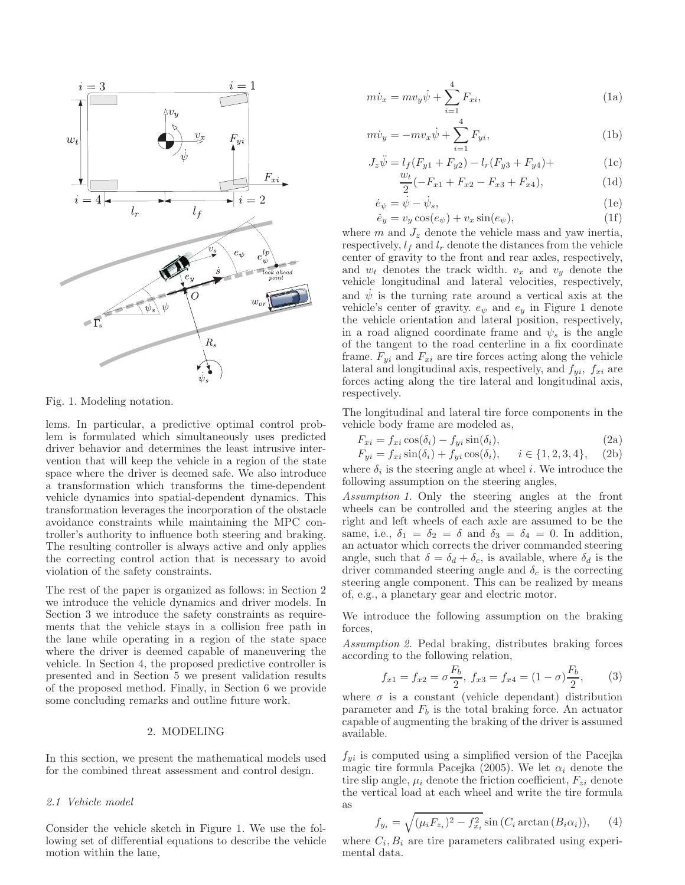Fig. 1. Modeling notation.

lems. In particular, a predictive optimal control problem is formulated which simultaneously uses predicted driver behavior and determines the least intrusive intervention that will keep the vehicle in a region of the state space where the driver is deemed safe. We also introduce a transformation which transforms the time-dependent vehicle dynamics into spatial-dependent dynamics. This transformation leverages the incorporation of the obstacle avoidance constraints while maintaining the MPC controller's authority to influence both steering and braking. The resulting controller is always active and only applies the correcting control action that is necessary to avoid violation of the safety constraints.

The rest of the paper is organized as follows: in Section 2 we introduce the vehicle dynamics and driver models. In Section 3 we introduce the safety constraints as requirements that the vehicle stays in a collision free path in the lane while operating in a region of the state space where the driver is deemed capable of maneuvering the vehicle. In Section 4, the proposed predictive controller is presented and in Section 5 we present validation results of the proposed method. Finally, in Section 6 we provide some concluding remarks and outline future work.

## 2. MODELING

In this section, we present the mathematical models used for the combined threat assessment and control design.

### 2.1 Vehicle model

Consider the vehicle sketch in Figure 1. We use the following set of differential equations to describe the vehicle motion within the lane,

$$m\dot{v}_x = m v_y \dot{\psi} + \sum_{i=1}^{4} F_{xi}, \tag{1a}$$

$$m\dot{v}_y = -m v_x \dot{\psi} + \sum_{i=1}^{4} F_{yi}, \tag{1b}$$

$$J_z \ddot{\psi} = l_f (F_{y1} + F_{y2}) - l_r (F_{y3} + F_{y4}) + \tag{1c}$$

$$\frac{w_t}{2}(-F_{x1} + F_{x2} - F_{x3} + F_{x4}), \tag{1d}$$

$$\dot{e}_\psi = \dot{\psi} - \dot{\psi}_s, \tag{1e}$$

$$\dot{e}_y = v_y \cos(e_\psi) + v_x \sin(e_\psi), \tag{1f}$$

where $m$ and $J_z$ denote the vehicle mass and yaw inertia, respectively, $l_f$ and $l_r$ denote the distances from the vehicle center of gravity to the front and rear axles, respectively, and $w_t$ denotes the track width. $v_x$ and $v_y$ denote the vehicle longitudinal and lateral velocities, respectively, and $\dot{\psi}$ is the turning rate around a vertical axis at the vehicle's center of gravity. $e_\psi$ and $e_y$ in Figure 1 denote the vehicle orientation and lateral position, respectively, in a road aligned coordinate frame and $\psi_s$ is the angle of the tangent to the road centerline in a fix coordinate frame. $F_{yi}$ and $F_{xi}$ are tire forces acting along the vehicle lateral and longitudinal axis, respectively, and $f_{yi}$, $f_{xi}$ are forces acting along the tire lateral and longitudinal axis, respectively.

The longitudinal and lateral tire force components in the vehicle body frame are modeled as,

$$F_{xi} = f_{xi} \cos(\delta_i) - f_{yi} \sin(\delta_i), \tag{2a}$$

$$F_{yi} = f_{xi} \sin(\delta_i) + f_{yi} \cos(\delta_i), \quad i \in \{1, 2, 3, 4\}, \tag{2b}$$

where $\delta_i$ is the steering angle at wheel $i$. We introduce the following assumption on the steering angles,

*Assumption 1.* Only the steering angles at the front wheels can be controlled and the steering angles at the right and left wheels of each axle are assumed to be the same, i.e., $\delta_1 = \delta_2 = \delta$ and $\delta_3 = \delta_4 = 0$. In addition, an actuator which corrects the driver commanded steering angle, such that $\delta = \delta_d + \delta_c$, is available, where $\delta_d$ is the driver commanded steering angle and $\delta_c$ is the correcting steering angle component. This can be realized by means of, e.g., a planetary gear and electric motor.

We introduce the following assumption on the braking forces,

*Assumption 2.* Pedal braking, distributes braking forces according to the following relation,

$$f_{x1} = f_{x2} = \sigma \frac{F_b}{2}, \; f_{x3} = f_{x4} = (1 - \sigma)\frac{F_b}{2}, \tag{3}$$

where $\sigma$ is a constant (vehicle dependant) distribution parameter and $F_b$ is the total braking force. An actuator capable of augmenting the braking of the driver is assumed available.

$f_{yi}$ is computed using a simplified version of the Pacejka magic tire formula Pacejka (2005). We let $\alpha_i$ denote the tire slip angle, $\mu_i$ denote the friction coefficient, $F_{zi}$ denote the vertical load at each wheel and write the tire formula as

$$f_{y_i} = \sqrt{(\mu_i F_{z_i})^2 - f_{x_i}^2}\, \sin\left(C_i \arctan\left(B_i \alpha_i\right)\right), \tag{4}$$

where $C_i, B_i$ are tire parameters calibrated using experimental data.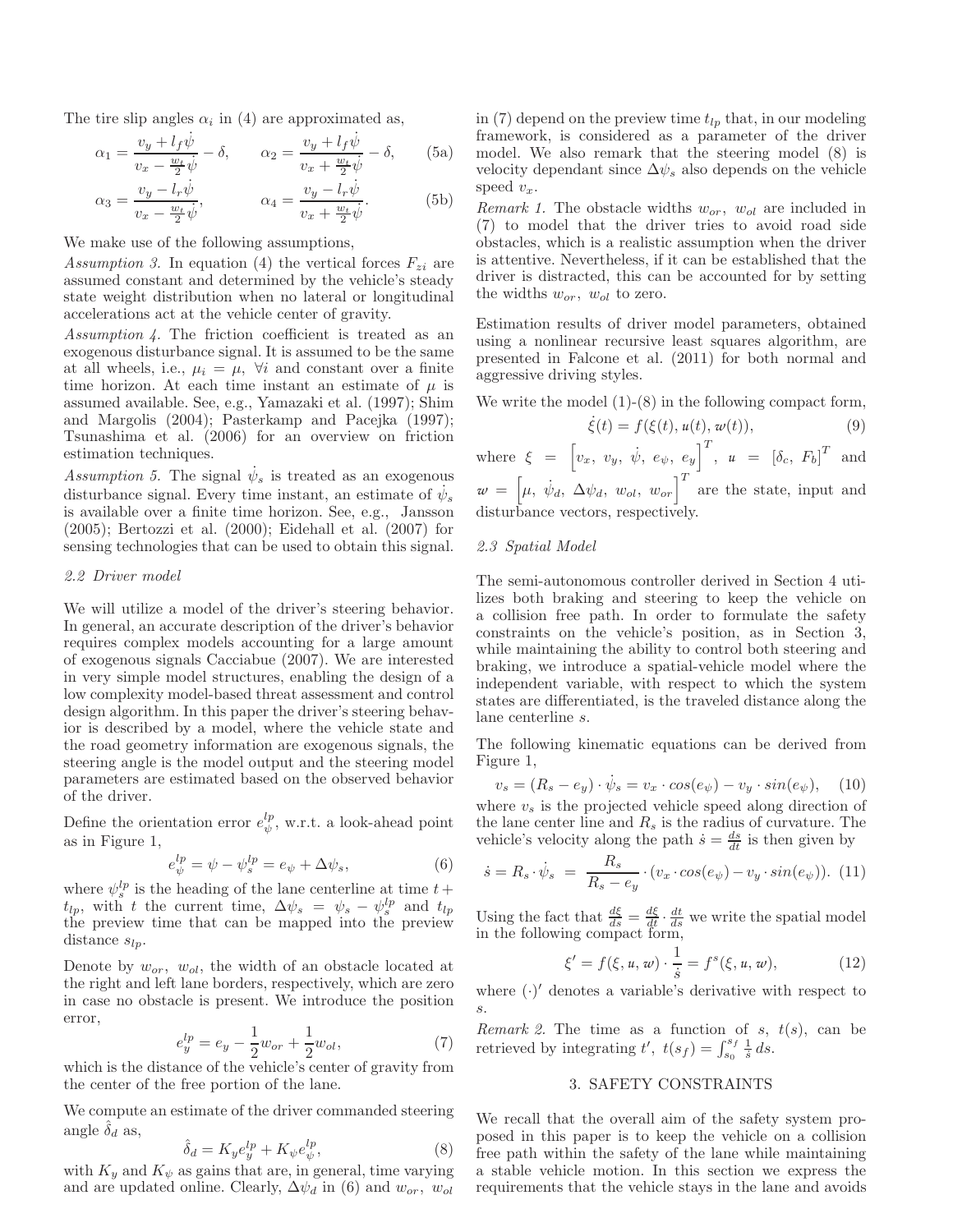The tire slip angles $\alpha_i$ in (4) are approximated as,

$$\alpha_1 = \frac{v_y + l_f\dot{\psi}}{v_x - \frac{w_t}{2}\dot{\psi}} - \delta, \qquad \alpha_2 = \frac{v_y + l_f\dot{\psi}}{v_x + \frac{w_t}{2}\dot{\psi}} - \delta, \tag{5a}$$

$$\alpha_3 = \frac{v_y - l_r\dot{\psi}}{v_x - \frac{w_t}{2}\dot{\psi}}, \qquad \alpha_4 = \frac{v_y - l_r\dot{\psi}}{v_x + \frac{w_t}{2}\dot{\psi}}. \tag{5b}$$

We make use of the following assumptions,

*Assumption 3.* In equation (4) the vertical forces $F_{zi}$ are assumed constant and determined by the vehicle's steady state weight distribution when no lateral or longitudinal accelerations act at the vehicle center of gravity.

*Assumption 4.* The friction coefficient is treated as an exogenous disturbance signal. It is assumed to be the same at all wheels, i.e., $\mu_i = \mu, \ \forall i$ and constant over a finite time horizon. At each time instant an estimate of $\mu$ is assumed available. See, e.g., Yamazaki et al. (1997); Shim and Margolis (2004); Pasterkamp and Pacejka (1997); Tsunashima et al. (2006) for an overview on friction estimation techniques.

*Assumption 5.* The signal $\dot{\psi}_s$ is treated as an exogenous disturbance signal. Every time instant, an estimate of $\dot{\psi}_s$ is available over a finite time horizon. See, e.g., Jansson (2005); Bertozzi et al. (2000); Eidehall et al. (2007) for sensing technologies that can be used to obtain this signal.

### 2.2 Driver model

We will utilize a model of the driver's steering behavior. In general, an accurate description of the driver's behavior requires complex models accounting for a large amount of exogenous signals Cacciabue (2007). We are interested in very simple model structures, enabling the design of a low complexity model-based threat assessment and control design algorithm. In this paper the driver's steering behavior is described by a model, where the vehicle state and the road geometry information are exogenous signals, the steering angle is the model output and the steering model parameters are estimated based on the observed behavior of the driver.

Define the orientation error $e_{\psi}^{lp}$, w.r.t. a look-ahead point as in Figure 1,

$$e_{\psi}^{lp} = \psi - \psi_s^{lp} = e_\psi + \Delta\psi_s, \tag{6}$$

where $\psi_s^{lp}$ is the heading of the lane centerline at time $t + t_{lp}$, with $t$ the current time, $\Delta\psi_s = \psi_s - \psi_s^{lp}$ and $t_{lp}$ the preview time that can be mapped into the preview distance $s_{lp}$.

Denote by $w_{or}, \ w_{ol}$, the width of an obstacle located at the right and left lane borders, respectively, which are zero in case no obstacle is present. We introduce the position error,

$$e_y^{lp} = e_y - \frac{1}{2}w_{or} + \frac{1}{2}w_{ol}, \tag{7}$$

which is the distance of the vehicle's center of gravity from the center of the free portion of the lane.

We compute an estimate of the driver commanded steering angle $\hat{\delta}_d$ as,

$$\hat{\delta}_d = K_y e_y^{lp} + K_\psi e_\psi^{lp}, \tag{8}$$

with $K_y$ and $K_\psi$ as gains that are, in general, time varying and are updated online. Clearly, $\Delta\psi_d$ in (6) and $w_{or}, \ w_{ol}$ in (7) depend on the preview time $t_{lp}$ that, in our modeling framework, is considered as a parameter of the driver model. We also remark that the steering model (8) is velocity dependant since $\Delta\psi_s$ also depends on the vehicle speed $v_x$.

*Remark 1.* The obstacle widths $w_{or}, \ w_{ol}$ are included in (7) to model that the driver tries to avoid road side obstacles, which is a realistic assumption when the driver is attentive. Nevertheless, if it can be established that the driver is distracted, this can be accounted for by setting the widths $w_{or}, \ w_{ol}$ to zero.

Estimation results of driver model parameters, obtained using a nonlinear recursive least squares algorithm, are presented in Falcone et al. (2011) for both normal and aggressive driving styles.

We write the model (1)-(8) in the following compact form,

$$\dot{\xi}(t) = f(\xi(t), u(t), w(t)), \tag{9}$$

where $\xi = \begin{bmatrix} v_x, \ v_y, \ \dot{\psi}, \ e_\psi, \ e_y \end{bmatrix}^T$, $u = [\delta_c, \ F_b]^T$ and $w = \begin{bmatrix} \mu, \ \dot{\psi}_d, \ \Delta\psi_d, \ w_{ol}, \ w_{or} \end{bmatrix}^T$ are the state, input and disturbance vectors, respectively.

### 2.3 Spatial Model

The semi-autonomous controller derived in Section 4 utilizes both braking and steering to keep the vehicle on a collision free path. In order to formulate the safety constraints on the vehicle's position, as in Section 3, while maintaining the ability to control both steering and braking, we introduce a spatial-vehicle model where the independent variable, with respect to which the system states are differentiated, is the traveled distance along the lane centerline $s$.

The following kinematic equations can be derived from Figure 1,

$$v_s = (R_s - e_y)\cdot\dot{\psi}_s = v_x \cdot cos(e_\psi) - v_y \cdot sin(e_\psi), \tag{10}$$

where $v_s$ is the projected vehicle speed along direction of the lane center line and $R_s$ is the radius of curvature. The vehicle's velocity along the path $\dot{s} = \frac{ds}{dt}$ is then given by

$$\dot{s} = R_s \cdot \dot{\psi}_s = \frac{R_s}{R_s - e_y}\cdot(v_x \cdot cos(e_\psi) - v_y \cdot sin(e_\psi)). \tag{11}$$

Using the fact that $\frac{d\xi}{ds} = \frac{d\xi}{dt}\cdot\frac{dt}{ds}$ we write the spatial model in the following compact form,

$$\xi' = f(\xi, u, w)\cdot\frac{1}{\dot{s}} = f^s(\xi, u, w), \tag{12}$$

where $(\cdot)'$ denotes a variable's derivative with respect to $s$.

*Remark 2.* The time as a function of $s$, $t(s)$, can be retrieved by integrating $t'$, $t(s_f) = \int_{s_0}^{s_f}\frac{1}{\dot{s}}\,ds$.

## 3. SAFETY CONSTRAINTS

We recall that the overall aim of the safety system proposed in this paper is to keep the vehicle on a collision free path within the safety of the lane while maintaining a stable vehicle motion. In this section we express the requirements that the vehicle stays in the lane and avoids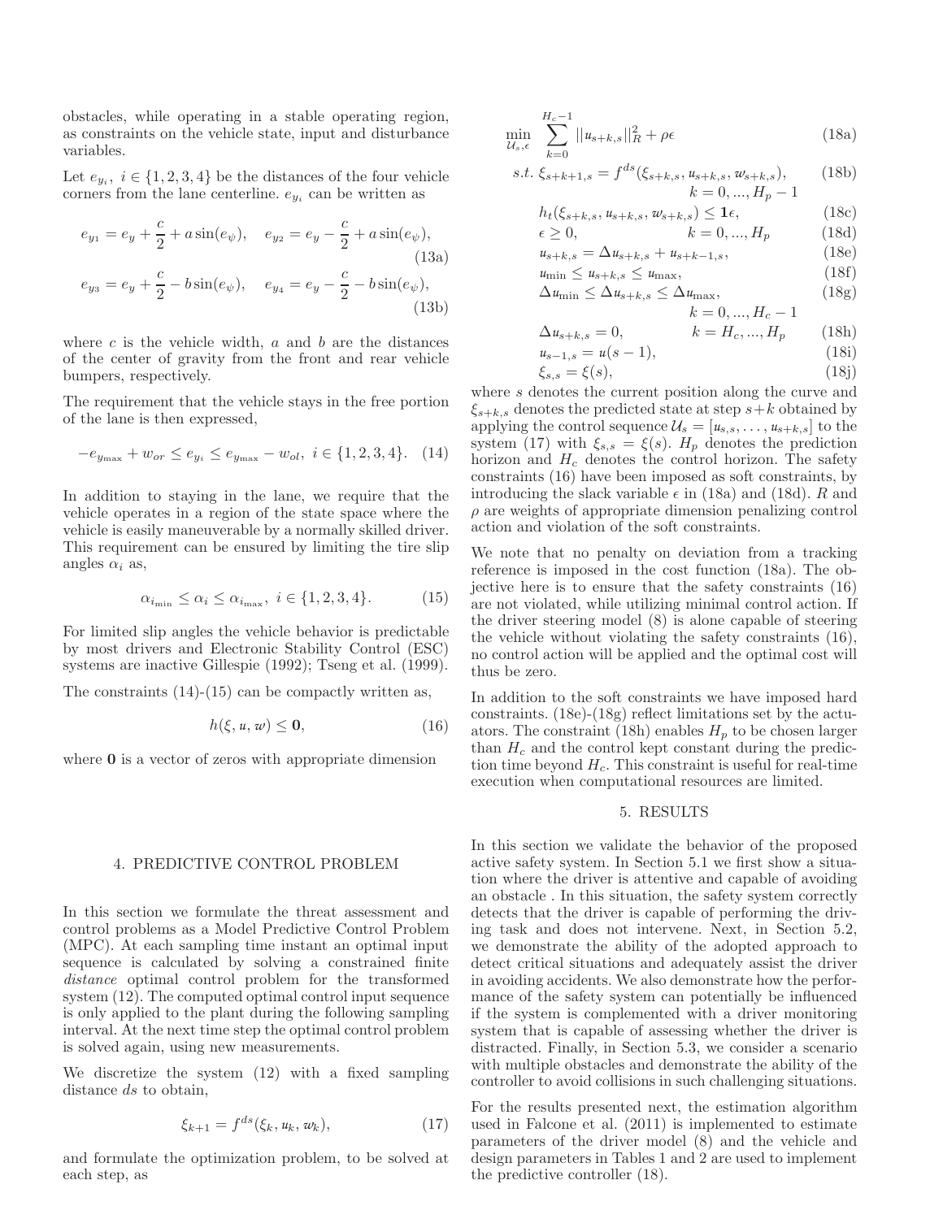obstacles, while operating in a stable operating region, as constraints on the vehicle state, input and disturbance variables.

Let $e_{y_i},\ i \in \{1,2,3,4\}$ be the distances of the four vehicle corners from the lane centerline. $e_{y_i}$ can be written as

$$e_{y_1} = e_y + \frac{c}{2} + a\sin(e_\psi), \quad e_{y_2} = e_y - \frac{c}{2} + a\sin(e_\psi), \tag{13a}$$

$$e_{y_3} = e_y + \frac{c}{2} - b\sin(e_\psi), \quad e_{y_4} = e_y - \frac{c}{2} - b\sin(e_\psi), \tag{13b}$$

where $c$ is the vehicle width, $a$ and $b$ are the distances of the center of gravity from the front and rear vehicle bumpers, respectively.

The requirement that the vehicle stays in the free portion of the lane is then expressed,

$$-e_{y_{\max}} + w_{or} \leq e_{y_i} \leq e_{y_{\max}} - w_{ol},\ i \in \{1,2,3,4\}. \tag{14}$$

In addition to staying in the lane, we require that the vehicle operates in a region of the state space where the vehicle is easily maneuverable by a normally skilled driver. This requirement can be ensured by limiting the tire slip angles $\alpha_i$ as,

$$\alpha_{i_{\min}} \leq \alpha_i \leq \alpha_{i_{\max}},\ i \in \{1,2,3,4\}. \tag{15}$$

For limited slip angles the vehicle behavior is predictable by most drivers and Electronic Stability Control (ESC) systems are inactive Gillespie (1992); Tseng et al. (1999).

The constraints (14)-(15) can be compactly written as,

$$h(\xi, u, w) \leq \mathbf{0}, \tag{16}$$

where $\mathbf{0}$ is a vector of zeros with appropriate dimension

## 4. PREDICTIVE CONTROL PROBLEM

In this section we formulate the threat assessment and control problems as a Model Predictive Control Problem (MPC). At each sampling time instant an optimal input sequence is calculated by solving a constrained finite *distance* optimal control problem for the transformed system (12). The computed optimal control input sequence is only applied to the plant during the following sampling interval. At the next time step the optimal control problem is solved again, using new measurements.

We discretize the system (12) with a fixed sampling distance $ds$ to obtain,

$$\xi_{k+1} = f^{ds}(\xi_k, u_k, w_k), \tag{17}$$

and formulate the optimization problem, to be solved at each step, as

$$\min_{\mathcal{U}_s, \epsilon} \sum_{k=0}^{H_c-1} ||u_{s+k,s}||_R^2 + \rho\epsilon \tag{18a}$$

$$s.t.\ \xi_{s+k+1,s} = f^{ds}(\xi_{s+k,s}, u_{s+k,s}, w_{s+k,s}), \quad k = 0, ..., H_p - 1 \tag{18b}$$

$$h_t(\xi_{s+k,s}, u_{s+k,s}, w_{s+k,s}) \leq \mathbf{1}\epsilon, \tag{18c}$$

$$\epsilon \geq 0, \quad k = 0, ..., H_p \tag{18d}$$

$$u_{s+k,s} = \Delta u_{s+k,s} + u_{s+k-1,s}, \tag{18e}$$

$$u_{\min} \leq u_{s+k,s} \leq u_{\max}, \tag{18f}$$

$$\Delta u_{\min} \leq \Delta u_{s+k,s} \leq \Delta u_{\max}, \quad k = 0, ..., H_c - 1 \tag{18g}$$

$$\Delta u_{s+k,s} = 0, \quad k = H_c, ..., H_p \tag{18h}$$

$$u_{s-1,s} = u(s-1), \tag{18i}$$

$$\xi_{s,s} = \xi(s), \tag{18j}$$

where $s$ denotes the current position along the curve and $\xi_{s+k,s}$ denotes the predicted state at step $s+k$ obtained by applying the control sequence $\mathcal{U}_s = [u_{s,s}, \ldots, u_{s+k,s}]$ to the system (17) with $\xi_{s,s} = \xi(s)$. $H_p$ denotes the prediction horizon and $H_c$ denotes the control horizon. The safety constraints (16) have been imposed as soft constraints, by introducing the slack variable $\epsilon$ in (18a) and (18d). $R$ and $\rho$ are weights of appropriate dimension penalizing control action and violation of the soft constraints.

We note that no penalty on deviation from a tracking reference is imposed in the cost function (18a). The objective here is to ensure that the safety constraints (16) are not violated, while utilizing minimal control action. If the driver steering model (8) is alone capable of steering the vehicle without violating the safety constraints (16), no control action will be applied and the optimal cost will thus be zero.

In addition to the soft constraints we have imposed hard constraints. (18e)-(18g) reflect limitations set by the actuators. The constraint (18h) enables $H_p$ to be chosen larger than $H_c$ and the control kept constant during the prediction time beyond $H_c$. This constraint is useful for real-time execution when computational resources are limited.

## 5. RESULTS

In this section we validate the behavior of the proposed active safety system. In Section 5.1 we first show a situation where the driver is attentive and capable of avoiding an obstacle . In this situation, the safety system correctly detects that the driver is capable of performing the driving task and does not intervene. Next, in Section 5.2, we demonstrate the ability of the adopted approach to detect critical situations and adequately assist the driver in avoiding accidents. We also demonstrate how the performance of the safety system can potentially be influenced if the system is complemented with a driver monitoring system that is capable of assessing whether the driver is distracted. Finally, in Section 5.3, we consider a scenario with multiple obstacles and demonstrate the ability of the controller to avoid collisions in such challenging situations.

For the results presented next, the estimation algorithm used in Falcone et al. (2011) is implemented to estimate parameters of the driver model (8) and the vehicle and design parameters in Tables 1 and 2 are used to implement the predictive controller (18).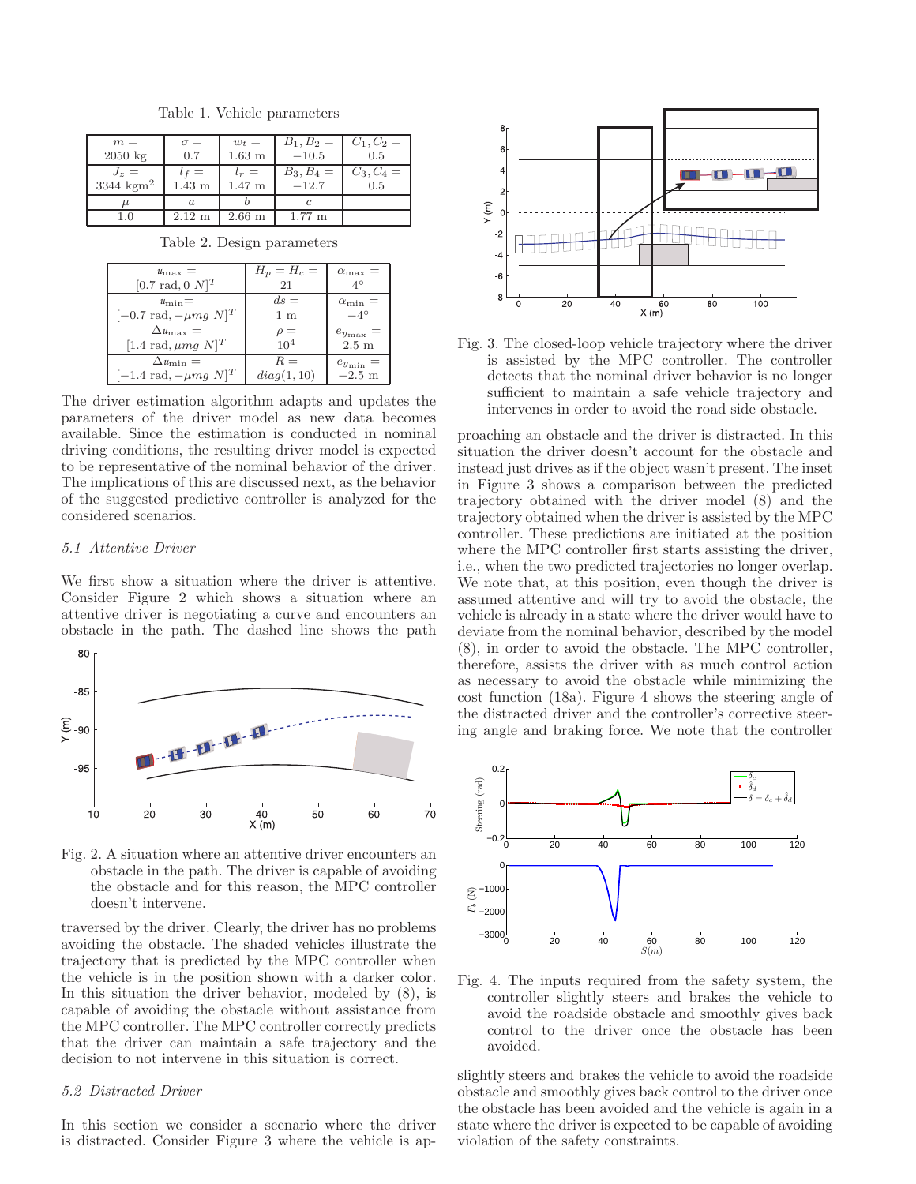Table 1. Vehicle parameters

| $m =$ 2050 kg | $\sigma =$ 0.7 | $w_t =$ 1.63 m | $B_1, B_2 =$ −10.5 | $C_1, C_2 =$ 0.5 |
|---|---|---|---|---|
| $J_z =$ 3344 kgm$^2$ | $l_f =$ 1.43 m | $l_r =$ 1.47 m | $B_3, B_4 =$ −12.7 | $C_3, C_4 =$ 0.5 |
| $\mu$ 1.0 | $a$ 2.12 m | $b$ 2.66 m | $c$ 1.77 m | |

Table 2. Design parameters

| $u_{\max} =$ $[0.7 \text{ rad}, 0\ N]^T$ | $H_p = H_c =$ 21 | $\alpha_{\max} =$ $4°$ |
|---|---|---|
| $u_{\min} =$ $[-0.7 \text{ rad}, -\mu mg\ N]^T$ | $ds =$ 1 m | $\alpha_{\min} =$ $-4°$ |
| $\Delta u_{\max} =$ $[1.4 \text{ rad}, \mu mg\ N]^T$ | $\rho =$ $10^4$ | $e_{y_{\max}} =$ 2.5 m |
| $\Delta u_{\min} =$ $[-1.4 \text{ rad}, -\mu mg\ N]^T$ | $R =$ $diag(1, 10)$ | $e_{y_{\min}} =$ −2.5 m |

The driver estimation algorithm adapts and updates the parameters of the driver model as new data becomes available. Since the estimation is conducted in nominal driving conditions, the resulting driver model is expected to be representative of the nominal behavior of the driver. The implications of this are discussed next, as the behavior of the suggested predictive controller is analyzed for the considered scenarios.

### 5.1 Attentive Driver

We first show a situation where the driver is attentive. Consider Figure 2 which shows a situation where an attentive driver is negotiating a curve and encounters an obstacle in the path. The dashed line shows the path traversed by the driver. Clearly, the driver has no problems avoiding the obstacle. The shaded vehicles illustrate the trajectory that is predicted by the MPC controller when the vehicle is in the position shown with a darker color. In this situation the driver behavior, modeled by (8), is capable of avoiding the obstacle without assistance from the MPC controller. The MPC controller correctly predicts that the driver can maintain a safe trajectory and the decision to not intervene in this situation is correct.

Fig. 2. A situation where an attentive driver encounters an obstacle in the path. The driver is capable of avoiding the obstacle and for this reason, the MPC controller doesn't intervene.

### 5.2 Distracted Driver

In this section we consider a scenario where the driver is distracted. Consider Figure 3 where the vehicle is approaching an obstacle and the driver is distracted. In this situation the driver doesn't account for the obstacle and instead just drives as if the object wasn't present. The inset in Figure 3 shows a comparison between the predicted trajectory obtained with the driver model (8) and the trajectory obtained when the driver is assisted by the MPC controller. These predictions are initiated at the position where the MPC controller first starts assisting the driver, i.e., when the two predicted trajectories no longer overlap. We note that, at this position, even though the driver is assumed attentive and will try to avoid the obstacle, the vehicle is already in a state where the driver would have to deviate from the nominal behavior, described by the model (8), in order to avoid the obstacle. The MPC controller, therefore, assists the driver with as much control action as necessary to avoid the obstacle while minimizing the cost function (18a). Figure 4 shows the steering angle of the distracted driver and the controller's corrective steering angle and braking force. We note that the controller slightly steers and brakes the vehicle to avoid the roadside obstacle and smoothly gives back control to the driver once the obstacle has been avoided and the vehicle is again in a state where the driver is expected to be capable of avoiding violation of the safety constraints.

Fig. 3. The closed-loop vehicle trajectory where the driver is assisted by the MPC controller. The controller detects that the nominal driver behavior is no longer sufficient to maintain a safe vehicle trajectory and intervenes in order to avoid the road side obstacle.

Fig. 4. The inputs required from the safety system, the controller slightly steers and brakes the vehicle to avoid the roadside obstacle and smoothly gives back control to the driver once the obstacle has been avoided.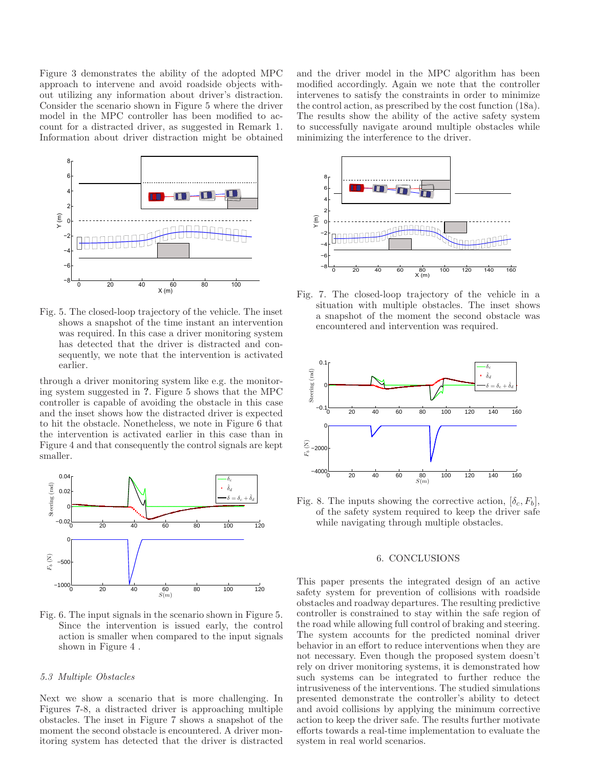Figure 3 demonstrates the ability of the adopted MPC approach to intervene and avoid roadside objects without utilizing any information about driver's distraction. Consider the scenario shown in Figure 5 where the driver model in the MPC controller has been modified to account for a distracted driver, as suggested in Remark 1. Information about driver distraction might be obtained through a driver monitoring system like e.g. the monitoring system suggested in **?**. Figure 5 shows that the MPC controller is capable of avoiding the obstacle in this case and the inset shows how the distracted driver is expected to hit the obstacle. Nonetheless, we note in Figure 6 that the intervention is activated earlier in this case than in Figure 4 and that consequently the control signals are kept smaller.

Fig. 5. The closed-loop trajectory of the vehicle. The inset shows a snapshot of the time instant an intervention was required. In this case a driver monitoring system has detected that the driver is distracted and consequently, we note that the intervention is activated earlier.

Fig. 6. The input signals in the scenario shown in Figure 5. Since the intervention is issued early, the control action is smaller when compared to the input signals shown in Figure 4 .

### *5.3 Multiple Obstacles*

Next we show a scenario that is more challenging. In Figures 7-8, a distracted driver is approaching multiple obstacles. The inset in Figure 7 shows a snapshot of the moment the second obstacle is encountered. A driver monitoring system has detected that the driver is distracted and the driver model in the MPC algorithm has been modified accordingly. Again we note that the controller intervenes to satisfy the constraints in order to minimize the control action, as prescribed by the cost function (18a). The results show the ability of the active safety system to successfully navigate around multiple obstacles while minimizing the interference to the driver.

Fig. 7. The closed-loop trajectory of the vehicle in a situation with multiple obstacles. The inset shows a snapshot of the moment the second obstacle was encountered and intervention was required.

Fig. 8. The inputs showing the corrective action, $[\delta_c, F_b]$, of the safety system required to keep the driver safe while navigating through multiple obstacles.

## 6. CONCLUSIONS

This paper presents the integrated design of an active safety system for prevention of collisions with roadside obstacles and roadway departures. The resulting predictive controller is constrained to stay within the safe region of the road while allowing full control of braking and steering. The system accounts for the predicted nominal driver behavior in an effort to reduce interventions when they are not necessary. Even though the proposed system doesn't rely on driver monitoring systems, it is demonstrated how such systems can be integrated to further reduce the intrusiveness of the interventions. The studied simulations presented demonstrate the controller's ability to detect and avoid collisions by applying the minimum corrective action to keep the driver safe. The results further motivate efforts towards a real-time implementation to evaluate the system in real world scenarios.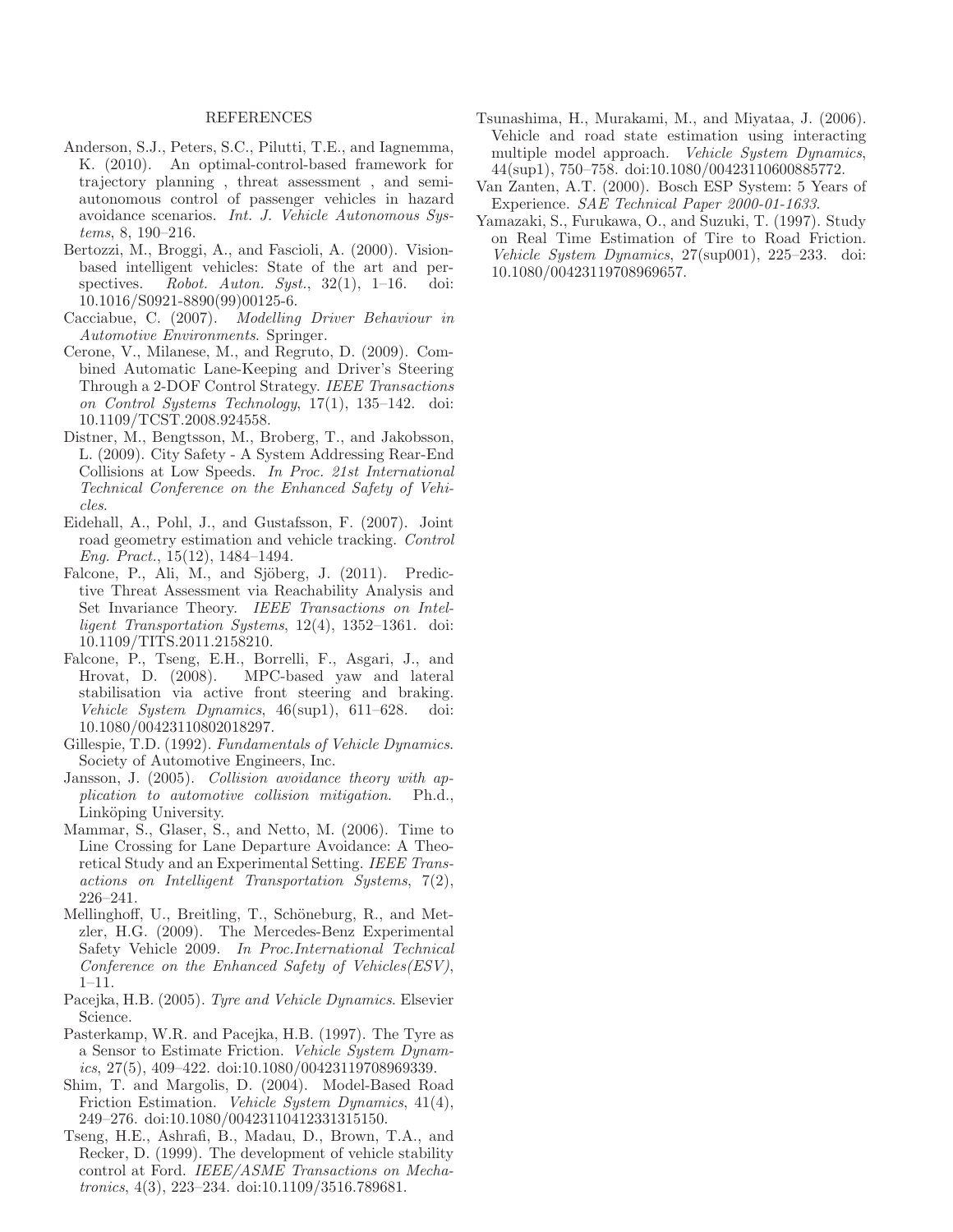## REFERENCES

Anderson, S.J., Peters, S.C., Pilutti, T.E., and Iagnemma, K. (2010). An optimal-control-based framework for trajectory planning , threat assessment , and semi-autonomous control of passenger vehicles in hazard avoidance scenarios. *Int. J. Vehicle Autonomous Systems*, 8, 190–216.

Bertozzi, M., Broggi, A., and Fascioli, A. (2000). Vision-based intelligent vehicles: State of the art and perspectives. *Robot. Auton. Syst.*, 32(1), 1–16. doi: 10.1016/S0921-8890(99)00125-6.

Cacciabue, C. (2007). *Modelling Driver Behaviour in Automotive Environments*. Springer.

Cerone, V., Milanese, M., and Regruto, D. (2009). Combined Automatic Lane-Keeping and Driver's Steering Through a 2-DOF Control Strategy. *IEEE Transactions on Control Systems Technology*, 17(1), 135–142. doi: 10.1109/TCST.2008.924558.

Distner, M., Bengtsson, M., Broberg, T., and Jakobsson, L. (2009). City Safety - A System Addressing Rear-End Collisions at Low Speeds. *In Proc. 21st International Technical Conference on the Enhanced Safety of Vehicles*.

Eidehall, A., Pohl, J., and Gustafsson, F. (2007). Joint road geometry estimation and vehicle tracking. *Control Eng. Pract.*, 15(12), 1484–1494.

Falcone, P., Ali, M., and Sjöberg, J. (2011). Predictive Threat Assessment via Reachability Analysis and Set Invariance Theory. *IEEE Transactions on Intelligent Transportation Systems*, 12(4), 1352–1361. doi: 10.1109/TITS.2011.2158210.

Falcone, P., Tseng, E.H., Borrelli, F., Asgari, J., and Hrovat, D. (2008). MPC-based yaw and lateral stabilisation via active front steering and braking. *Vehicle System Dynamics*, 46(sup1), 611–628. doi: 10.1080/00423110802018297.

Gillespie, T.D. (1992). *Fundamentals of Vehicle Dynamics*. Society of Automotive Engineers, Inc.

Jansson, J. (2005). *Collision avoidance theory with application to automotive collision mitigation*. Ph.d., Linköping University.

Mammar, S., Glaser, S., and Netto, M. (2006). Time to Line Crossing for Lane Departure Avoidance: A Theoretical Study and an Experimental Setting. *IEEE Transactions on Intelligent Transportation Systems*, 7(2), 226–241.

Mellinghoff, U., Breitling, T., Schöneburg, R., and Metzler, H.G. (2009). The Mercedes-Benz Experimental Safety Vehicle 2009. *In Proc.International Technical Conference on the Enhanced Safety of Vehicles(ESV)*, 1–11.

Pacejka, H.B. (2005). *Tyre and Vehicle Dynamics*. Elsevier Science.

Pasterkamp, W.R. and Pacejka, H.B. (1997). The Tyre as a Sensor to Estimate Friction. *Vehicle System Dynamics*, 27(5), 409–422. doi:10.1080/00423119708969339.

Shim, T. and Margolis, D. (2004). Model-Based Road Friction Estimation. *Vehicle System Dynamics*, 41(4), 249–276. doi:10.1080/00423110412331315150.

Tseng, H.E., Ashrafi, B., Madau, D., Brown, T.A., and Recker, D. (1999). The development of vehicle stability control at Ford. *IEEE/ASME Transactions on Mechatronics*, 4(3), 223–234. doi:10.1109/3516.789681.

Tsunashima, H., Murakami, M., and Miyataa, J. (2006). Vehicle and road state estimation using interacting multiple model approach. *Vehicle System Dynamics*, 44(sup1), 750–758. doi:10.1080/00423110600885772.

Van Zanten, A.T. (2000). Bosch ESP System: 5 Years of Experience. *SAE Technical Paper 2000-01-1633*.

Yamazaki, S., Furukawa, O., and Suzuki, T. (1997). Study on Real Time Estimation of Tire to Road Friction. *Vehicle System Dynamics*, 27(sup001), 225–233. doi: 10.1080/00423119708969657.